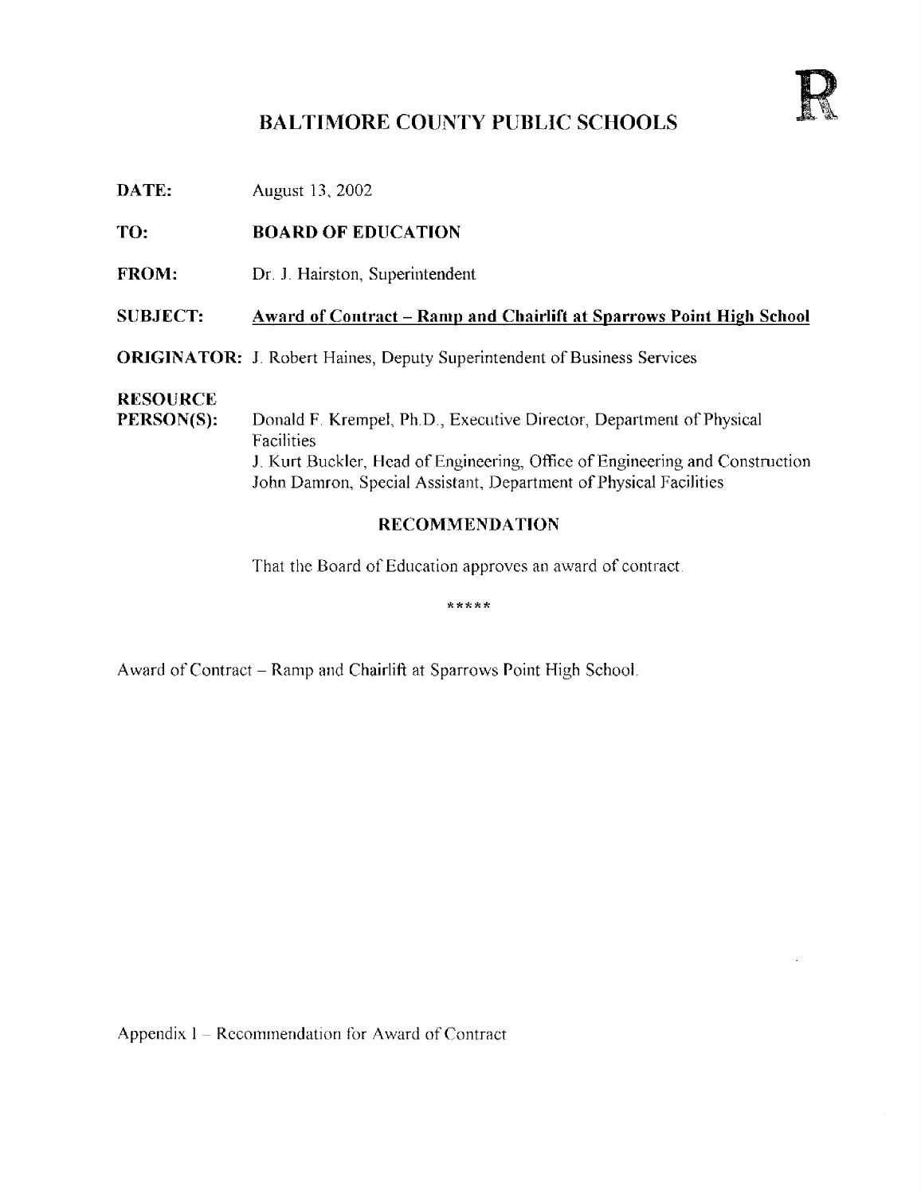# BALTIMORE COUNTY PUBLIC SCHOOLS

**R**

**DATE:** August 13, 2002

**TO:** **BOARD OF EDUCATION**

**FROM:** Dr. J. Hairston, Superintendent

**SUBJECT:** **Award of Contract – Ramp and Chairlift at Sparrows Point High School**

**ORIGINATOR:** J. Robert Haines, Deputy Superintendent of Business Services

**RESOURCE PERSON(S):** Donald F. Krempel, Ph.D., Executive Director, Department of Physical Facilities
J. Kurt Buckler, Head of Engineering, Office of Engineering and Construction
John Damron, Special Assistant, Department of Physical Facilities

## RECOMMENDATION

That the Board of Education approves an award of contract.

*****

Award of Contract – Ramp and Chairlift at Sparrows Point High School.

Appendix I – Recommendation for Award of Contract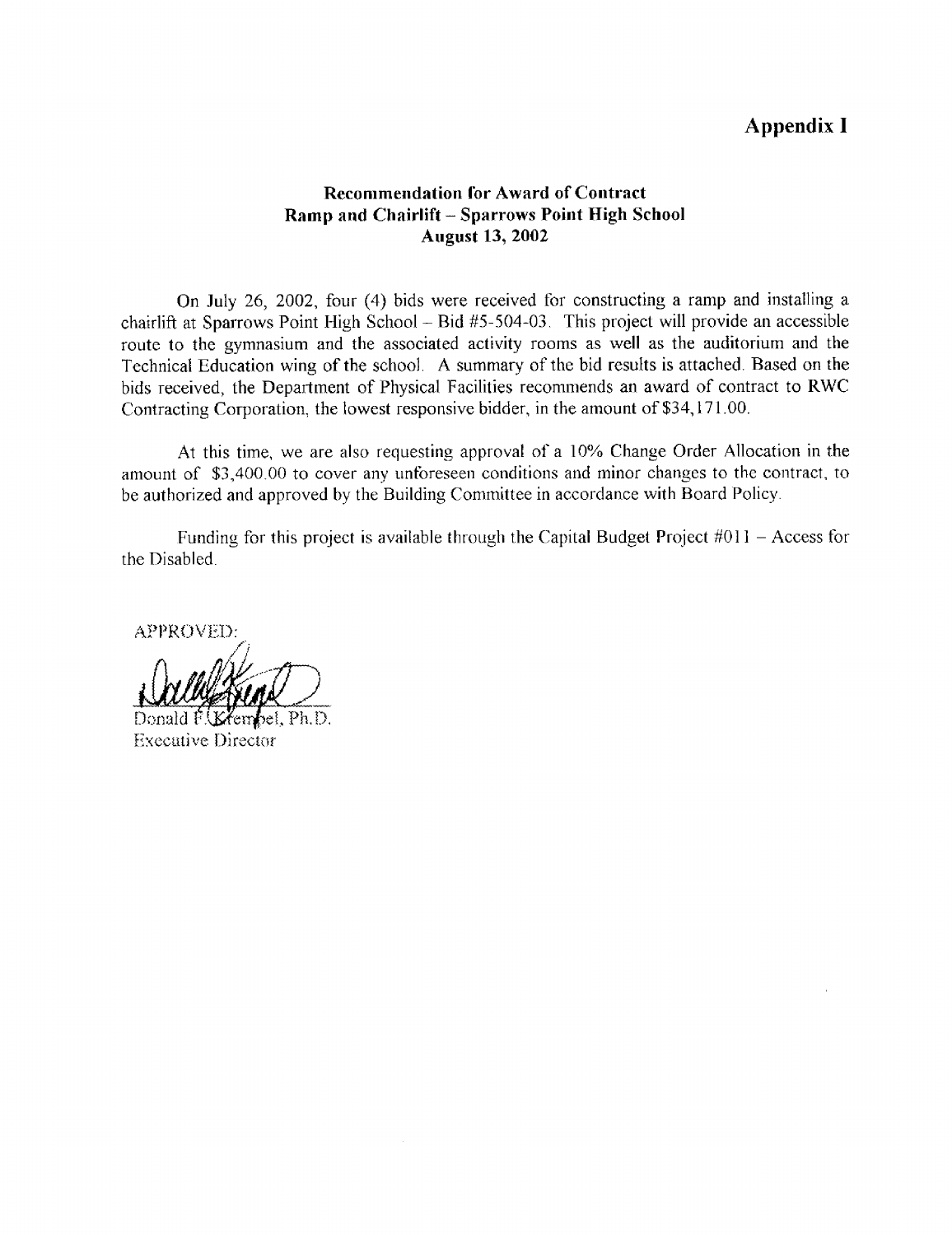# Appendix I

### Recommendation for Award of Contract
### Ramp and Chairlift – Sparrows Point High School
### August 13, 2002

On July 26, 2002, four (4) bids were received for constructing a ramp and installing a chairlift at Sparrows Point High School – Bid #5-504-03. This project will provide an accessible route to the gymnasium and the associated activity rooms as well as the auditorium and the Technical Education wing of the school. A summary of the bid results is attached. Based on the bids received, the Department of Physical Facilities recommends an award of contract to RWC Contracting Corporation, the lowest responsive bidder, in the amount of $34,171.00.

At this time, we are also requesting approval of a 10% Change Order Allocation in the amount of $3,400.00 to cover any unforeseen conditions and minor changes to the contract, to be authorized and approved by the Building Committee in accordance with Board Policy.

Funding for this project is available through the Capital Budget Project #011 – Access for the Disabled.

APPROVED:

Donald F. Krempel, Ph.D.
Executive Director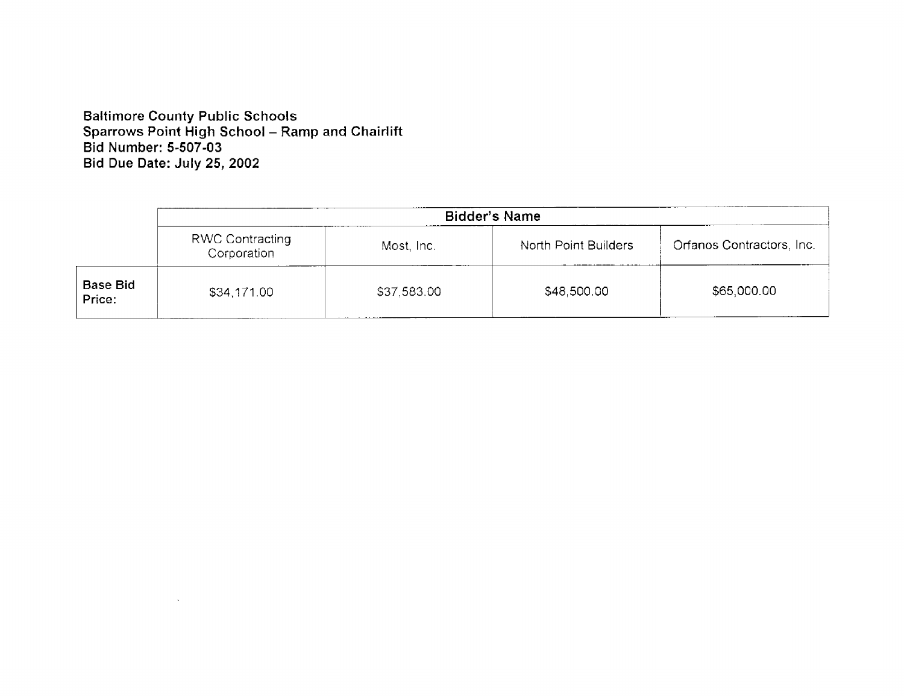**Baltimore County Public Schools**
**Sparrows Point High School – Ramp and Chairlift**
**Bid Number: 5-507-03**
**Bid Due Date: July 25, 2002**

| | Bidder's Name | | | |
|---|---|---|---|---|
| | RWC Contracting Corporation | Most, Inc. | North Point Builders | Orfanos Contractors, Inc. |
| **Base Bid** Price: | $34,171.00 | $37,583.00 | $48,500.00 | $65,000.00 |